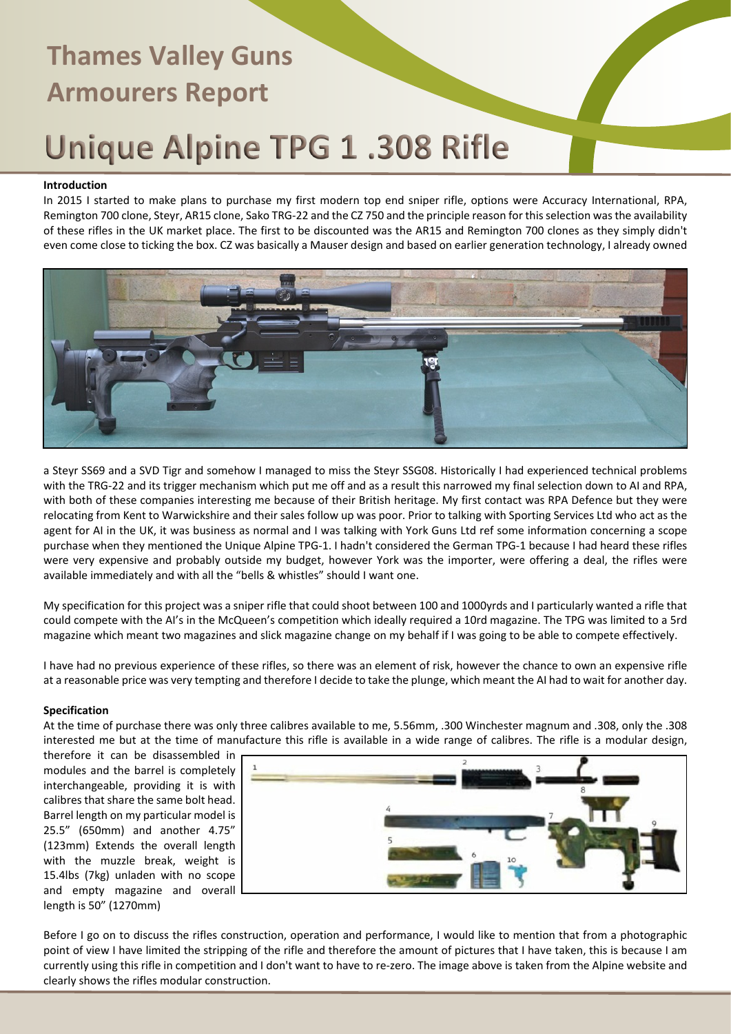# Thames Valley Guns Armourers Report

# Unique Alpine TPG 1 .308 Rifle

### Introduction

In 2015 I started to make plans to purchase my first modern top end sniper rifle, options were Accuracy International, RPA, Remington 700 clone, Steyr, AR15 clone, Sako TRG-22 and the CZ 750 and the principle reason for this selection was the availability of these rifles in the UK market place. The first to be discounted was the AR15 and Remington 700 clones as they simply didn't even come close to ticking the box. CZ was basically a Mauser design and based on earlier generation technology, I already owned a Steyr SS69 and a SVD Tigr and somehow I managed to miss the Steyr SSG08. Historically I had experienced technical problems with the TRG-22 and its trigger mechanism which put me off and as a result this narrowed my final selection down to AI and RPA, with both of these companies interesting me because of their British heritage. My first contact was RPA Defence but they were relocating from Kent to Warwickshire and their sales follow up was poor. Prior to talking with Sporting Services Ltd who act as the agent for AI in the UK, it was business as normal and I was talking with York Guns Ltd ref some information concerning a scope purchase when they mentioned the Unique Alpine TPG-1. I hadn't considered the German TPG-1 because I had heard these rifles were very expensive and probably outside my budget, however York was the importer, were offering a deal, the rifles were available immediately and with all the "bells & whistles" should I want one.

My specification for this project was a sniper rifle that could shoot between 100 and 1000yrds and I particularly wanted a rifle that could compete with the AI's in the McQueen's competition which ideally required a 10rd magazine. The TPG was limited to a 5rd magazine which meant two magazines and slick magazine change on my behalf if I was going to be able to compete effectively.

I have had no previous experience of these rifles, so there was an element of risk, however the chance to own an expensive rifle at a reasonable price was very tempting and therefore I decide to take the plunge, which meant the AI had to wait for another day.

### Specification

At the time of purchase there was only three calibres available to me, 5.56mm, .300 Winchester magnum and .308, only the .308 interested me but at the time of manufacture this rifle is available in a wide range of calibres. The rifle is a modular design, therefore it can be disassembled in modules and the barrel is completely interchangeable, providing it is with calibres that share the same bolt head. Barrel length on my particular model is 25.5" (650mm) and another 4.75" (123mm) Extends the overall length with the muzzle break, weight is 15.4lbs (7kg) unladen with no scope and empty magazine and overall length is 50" (1270mm)

Before I go on to discuss the rifles construction, operation and performance, I would like to mention that from a photographic point of view I have limited the stripping of the rifle and therefore the amount of pictures that I have taken, this is because I am currently using this rifle in competition and I don't want to have to re-zero. The image above is taken from the Alpine website and clearly shows the rifles modular construction.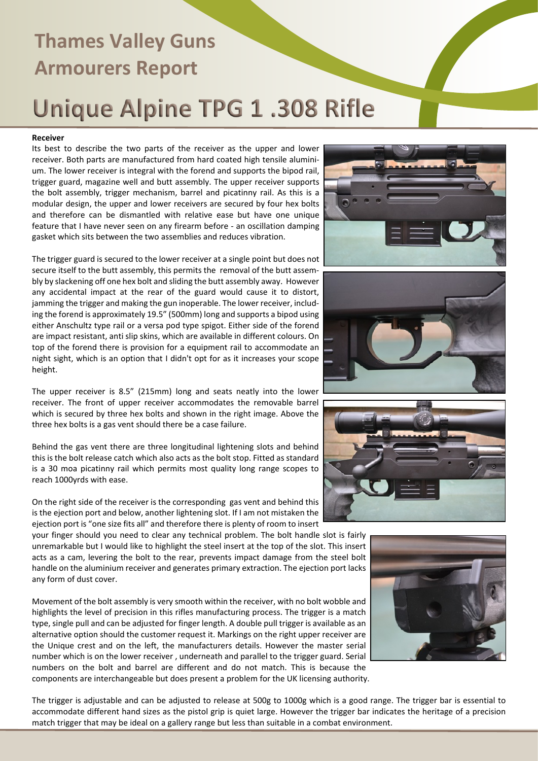# Thames Valley Guns Armourers Report

# Unique Alpine TPG 1 .308 Rifle

**Receiver**

Its best to describe the two parts of the receiver as the upper and lower receiver. Both parts are manufactured from hard coated high tensile aluminium. The lower receiver is integral with the forend and supports the bipod rail, trigger guard, magazine well and butt assembly. The upper receiver supports the bolt assembly, trigger mechanism, barrel and picatinny rail. As this is a modular design, the upper and lower receivers are secured by four hex bolts and therefore can be dismantled with relative ease but have one unique feature that I have never seen on any firearm before - an oscillation damping gasket which sits between the two assemblies and reduces vibration.

The trigger guard is secured to the lower receiver at a single point but does not secure itself to the butt assembly, this permits the removal of the butt assembly by slackening off one hex bolt and sliding the butt assembly away. However any accidental impact at the rear of the guard would cause it to distort, jamming the trigger and making the gun inoperable. The lower receiver, including the forend is approximately 19.5" (500mm) long and supports a bipod using either Anschultz type rail or a versa pod type spigot. Either side of the forend are impact resistant, anti slip skins, which are available in different colours. On top of the forend there is provision for a equipment rail to accommodate an night sight, which is an option that I didn't opt for as it increases your scope height.

The upper receiver is 8.5" (215mm) long and seats neatly into the lower receiver. The front of upper receiver accommodates the removable barrel which is secured by three hex bolts and shown in the right image. Above the three hex bolts is a gas vent should there be a case failure.

Behind the gas vent there are three longitudinal lightening slots and behind this is the bolt release catch which also acts as the bolt stop. Fitted as standard is a 30 moa picatinny rail which permits most quality long range scopes to reach 1000yrds with ease.

On the right side of the receiver is the corresponding gas vent and behind this is the ejection port and below, another lightening slot. If I am not mistaken the ejection port is "one size fits all" and therefore there is plenty of room to insert your finger should you need to clear any technical problem. The bolt handle slot is fairly unremarkable but I would like to highlight the steel insert at the top of the slot. This insert acts as a cam, levering the bolt to the rear, prevents impact damage from the steel bolt handle on the aluminium receiver and generates primary extraction. The ejection port lacks any form of dust cover.

Movement of the bolt assembly is very smooth within the receiver, with no bolt wobble and highlights the level of precision in this rifles manufacturing process. The trigger is a match type, single pull and can be adjusted for finger length. A double pull trigger is available as an alternative option should the customer request it. Markings on the right upper receiver are the Unique crest and on the left, the manufacturers details. However the master serial number which is on the lower receiver , underneath and parallel to the trigger guard. Serial numbers on the bolt and barrel are different and do not match. This is because the components are interchangeable but does present a problem for the UK licensing authority.

The trigger is adjustable and can be adjusted to release at 500g to 1000g which is a good range. The trigger bar is essential to accommodate different hand sizes as the pistol grip is quiet large. However the trigger bar indicates the heritage of a precision match trigger that may be ideal on a gallery range but less than suitable in a combat environment.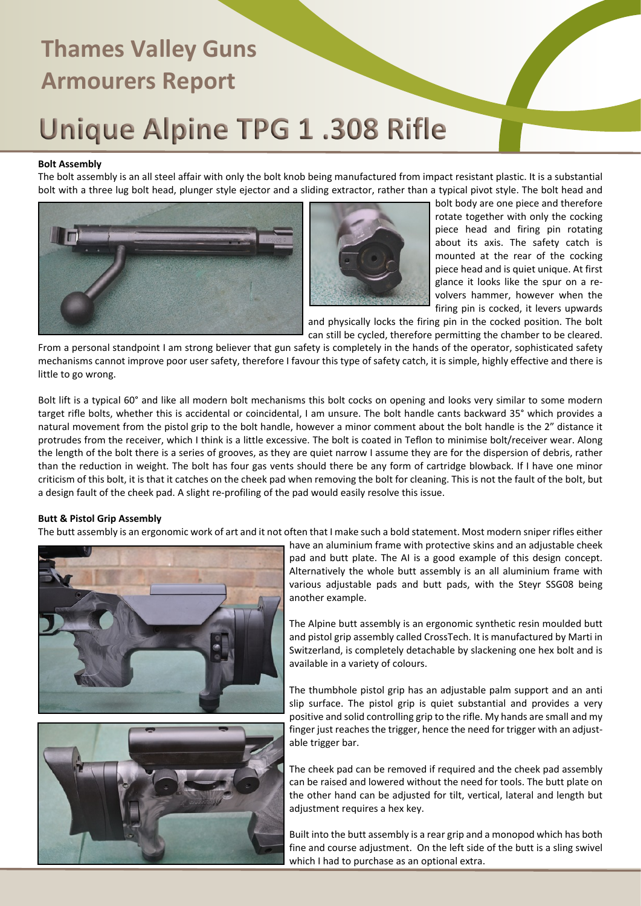# Thames Valley Guns Armourers Report

# Unique Alpine TPG 1 .308 Rifle

### Bolt Assembly

The bolt assembly is an all steel affair with only the bolt knob being manufactured from impact resistant plastic. It is a substantial bolt with a three lug bolt head, plunger style ejector and a sliding extractor, rather than a typical pivot style. The bolt head and bolt body are one piece and therefore rotate together with only the cocking piece head and firing pin rotating about its axis. The safety catch is mounted at the rear of the cocking piece head and is quiet unique. At first glance it looks like the spur on a revolvers hammer, however when the firing pin is cocked, it levers upwards and physically locks the firing pin in the cocked position. The bolt can still be cycled, therefore permitting the chamber to be cleared. From a personal standpoint I am strong believer that gun safety is completely in the hands of the operator, sophisticated safety mechanisms cannot improve poor user safety, therefore I favour this type of safety catch, it is simple, highly effective and there is little to go wrong.

Bolt lift is a typical 60° and like all modern bolt mechanisms this bolt cocks on opening and looks very similar to some modern target rifle bolts, whether this is accidental or coincidental, I am unsure. The bolt handle cants backward 35° which provides a natural movement from the pistol grip to the bolt handle, however a minor comment about the bolt handle is the 2" distance it protrudes from the receiver, which I think is a little excessive. The bolt is coated in Teflon to minimise bolt/receiver wear. Along the length of the bolt there is a series of grooves, as they are quiet narrow I assume they are for the dispersion of debris, rather than the reduction in weight. The bolt has four gas vents should there be any form of cartridge blowback. If I have one minor criticism of this bolt, it is that it catches on the cheek pad when removing the bolt for cleaning. This is not the fault of the bolt, but a design fault of the cheek pad. A slight re-profiling of the pad would easily resolve this issue.

### Butt & Pistol Grip Assembly

The butt assembly is an ergonomic work of art and it not often that I make such a bold statement. Most modern sniper rifles either have an aluminium frame with protective skins and an adjustable cheek pad and butt plate. The AI is a good example of this design concept. Alternatively the whole butt assembly is an all aluminium frame with various adjustable pads and butt pads, with the Steyr SSG08 being another example.

The Alpine butt assembly is an ergonomic synthetic resin moulded butt and pistol grip assembly called CrossTech. It is manufactured by Marti in Switzerland, is completely detachable by slackening one hex bolt and is available in a variety of colours.

The thumbhole pistol grip has an adjustable palm support and an anti slip surface. The pistol grip is quiet substantial and provides a very positive and solid controlling grip to the rifle. My hands are small and my finger just reaches the trigger, hence the need for trigger with an adjustable trigger bar.

The cheek pad can be removed if required and the cheek pad assembly can be raised and lowered without the need for tools. The butt plate on the other hand can be adjusted for tilt, vertical, lateral and length but adjustment requires a hex key.

Built into the butt assembly is a rear grip and a monopod which has both fine and course adjustment. On the left side of the butt is a sling swivel which I had to purchase as an optional extra.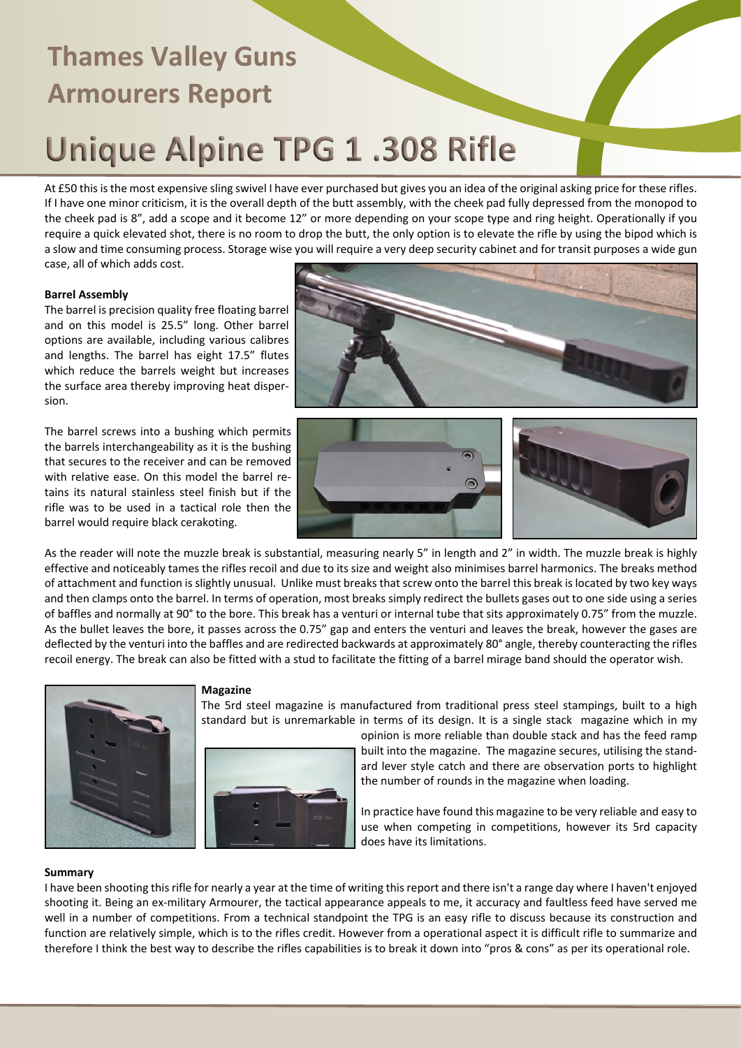# Thames Valley Guns Armourers Report

# Unique Alpine TPG 1 .308 Rifle

At £50 this is the most expensive sling swivel I have ever purchased but gives you an idea of the original asking price for these rifles. If I have one minor criticism, it is the overall depth of the butt assembly, with the cheek pad fully depressed from the monopod to the cheek pad is 8", add a scope and it become 12" or more depending on your scope type and ring height. Operationally if you require a quick elevated shot, there is no room to drop the butt, the only option is to elevate the rifle by using the bipod which is a slow and time consuming process. Storage wise you will require a very deep security cabinet and for transit purposes a wide gun case, all of which adds cost.

**Barrel Assembly**

The barrel is precision quality free floating barrel and on this model is 25.5" long. Other barrel options are available, including various calibres and lengths. The barrel has eight 17.5" flutes which reduce the barrels weight but increases the surface area thereby improving heat dispersion.

The barrel screws into a bushing which permits the barrels interchangeability as it is the bushing that secures to the receiver and can be removed with relative ease. On this model the barrel retains its natural stainless steel finish but if the rifle was to be used in a tactical role then the barrel would require black cerakoting.

As the reader will note the muzzle break is substantial, measuring nearly 5" in length and 2" in width. The muzzle break is highly effective and noticeably tames the rifles recoil and due to its size and weight also minimises barrel harmonics. The breaks method of attachment and function is slightly unusual. Unlike must breaks that screw onto the barrel this break is located by two key ways and then clamps onto the barrel. In terms of operation, most breaks simply redirect the bullets gases out to one side using a series of baffles and normally at 90° to the bore. This break has a venturi or internal tube that sits approximately 0.75" from the muzzle. As the bullet leaves the bore, it passes across the 0.75" gap and enters the venturi and leaves the break, however the gases are deflected by the venturi into the baffles and are redirected backwards at approximately 80° angle, thereby counteracting the rifles recoil energy. The break can also be fitted with a stud to facilitate the fitting of a barrel mirage band should the operator wish.

**Magazine**

The 5rd steel magazine is manufactured from traditional press steel stampings, built to a high standard but is unremarkable in terms of its design. It is a single stack magazine which in my opinion is more reliable than double stack and has the feed ramp built into the magazine. The magazine secures, utilising the standard lever style catch and there are observation ports to highlight the number of rounds in the magazine when loading.

In practice have found this magazine to be very reliable and easy to use when competing in competitions, however its 5rd capacity does have its limitations.

**Summary**

I have been shooting this rifle for nearly a year at the time of writing this report and there isn't a range day where I haven't enjoyed shooting it. Being an ex-military Armourer, the tactical appearance appeals to me, it accuracy and faultless feed have served me well in a number of competitions. From a technical standpoint the TPG is an easy rifle to discuss because its construction and function are relatively simple, which is to the rifles credit. However from a operational aspect it is difficult rifle to summarize and therefore I think the best way to describe the rifles capabilities is to break it down into "pros & cons" as per its operational role.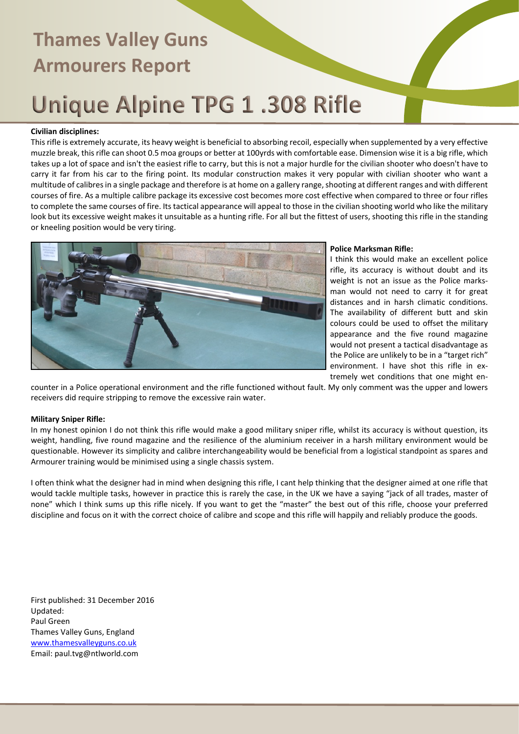# Thames Valley Guns Armourers Report

# Unique Alpine TPG 1 .308 Rifle

**Civilian disciplines:**

This rifle is extremely accurate, its heavy weight is beneficial to absorbing recoil, especially when supplemented by a very effective muzzle break, this rifle can shoot 0.5 moa groups or better at 100yrds with comfortable ease. Dimension wise it is a big rifle, which takes up a lot of space and isn't the easiest rifle to carry, but this is not a major hurdle for the civilian shooter who doesn't have to carry it far from his car to the firing point. Its modular construction makes it very popular with civilian shooter who want a multitude of calibres in a single package and therefore is at home on a gallery range, shooting at different ranges and with different courses of fire. As a multiple calibre package its excessive cost becomes more cost effective when compared to three or four rifles to complete the same courses of fire. Its tactical appearance will appeal to those in the civilian shooting world who like the military look but its excessive weight makes it unsuitable as a hunting rifle. For all but the fittest of users, shooting this rifle in the standing or kneeling position would be very tiring.

**Police Marksman Rifle:**

I think this would make an excellent police rifle, its accuracy is without doubt and its weight is not an issue as the Police marksman would not need to carry it for great distances and in harsh climatic conditions. The availability of different butt and skin colours could be used to offset the military appearance and the five round magazine would not present a tactical disadvantage as the Police are unlikely to be in a "target rich" environment. I have shot this rifle in extremely wet conditions that one might encounter in a Police operational environment and the rifle functioned without fault. My only comment was the upper and lowers receivers did require stripping to remove the excessive rain water.

**Military Sniper Rifle:**

In my honest opinion I do not think this rifle would make a good military sniper rifle, whilst its accuracy is without question, its weight, handling, five round magazine and the resilience of the aluminium receiver in a harsh military environment would be questionable. However its simplicity and calibre interchangeability would be beneficial from a logistical standpoint as spares and Armourer training would be minimised using a single chassis system.

I often think what the designer had in mind when designing this rifle, I cant help thinking that the designer aimed at one rifle that would tackle multiple tasks, however in practice this is rarely the case, in the UK we have a saying "jack of all trades, master of none" which I think sums up this rifle nicely. If you want to get the "master" the best out of this rifle, choose your preferred discipline and focus on it with the correct choice of calibre and scope and this rifle will happily and reliably produce the goods.

First published: 31 December 2016
Updated:
Paul Green
Thames Valley Guns, England
www.thamesvalleyguns.co.uk
Email: paul.tvg@ntlworld.com